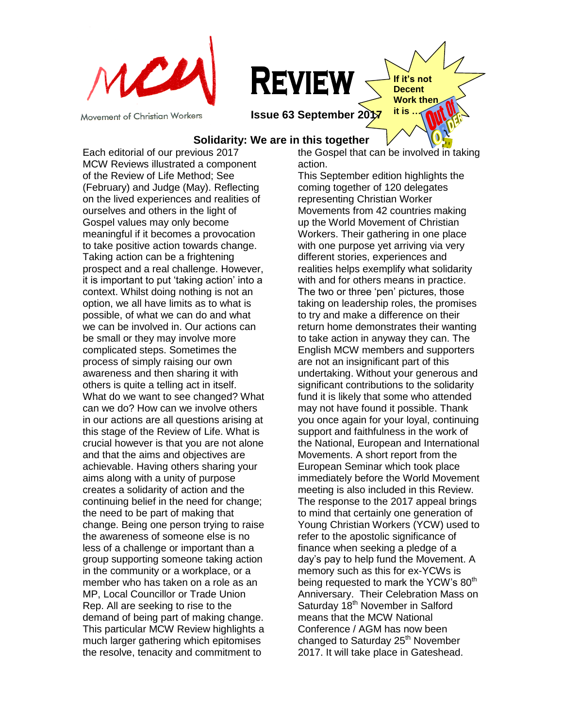MCW

Movement of Christian Workers

# REVIEW

**Issue 63 September 2017**

**If it's not Decent Work then it is … Out Of Order**

## Solidarity: We are in this together

Each editorial of our previous 2017 MCW Reviews illustrated a component of the Review of Life Method; See (February) and Judge (May). Reflecting on the lived experiences and realities of ourselves and others in the light of Gospel values may only become meaningful if it becomes a provocation to take positive action towards change. Taking action can be a frightening prospect and a real challenge. However, it is important to put 'taking action' into a context. Whilst doing nothing is not an option, we all have limits as to what is possible, of what we can do and what we can be involved in. Our actions can be small or they may involve more complicated steps. Sometimes the process of simply raising our own awareness and then sharing it with others is quite a telling act in itself. What do we want to see changed? What can we do? How can we involve others in our actions are all questions arising at this stage of the Review of Life. What is crucial however is that you are not alone and that the aims and objectives are achievable. Having others sharing your aims along with a unity of purpose creates a solidarity of action and the continuing belief in the need for change; the need to be part of making that change. Being one person trying to raise the awareness of someone else is no less of a challenge or important than a group supporting someone taking action in the community or a workplace, or a member who has taken on a role as an MP, Local Councillor or Trade Union Rep. All are seeking to rise to the demand of being part of making change. This particular MCW Review highlights a much larger gathering which epitomises the resolve, tenacity and commitment to the Gospel that can be involved in taking action.

This September edition highlights the coming together of 120 delegates representing Christian Worker Movements from 42 countries making up the World Movement of Christian Workers. Their gathering in one place with one purpose yet arriving via very different stories, experiences and realities helps exemplify what solidarity with and for others means in practice. The two or three 'pen' pictures, those taking on leadership roles, the promises to try and make a difference on their return home demonstrates their wanting to take action in anyway they can. The English MCW members and supporters are not an insignificant part of this undertaking. Without your generous and significant contributions to the solidarity fund it is likely that some who attended may not have found it possible. Thank you once again for your loyal, continuing support and faithfulness in the work of the National, European and International Movements. A short report from the European Seminar which took place immediately before the World Movement meeting is also included in this Review. The response to the 2017 appeal brings to mind that certainly one generation of Young Christian Workers (YCW) used to refer to the apostolic significance of finance when seeking a pledge of a day's pay to help fund the Movement. A memory such as this for ex-YCWs is being requested to mark the YCW's 80th Anniversary. Their Celebration Mass on Saturday 18th November in Salford means that the MCW National Conference / AGM has now been changed to Saturday 25th November 2017. It will take place in Gateshead.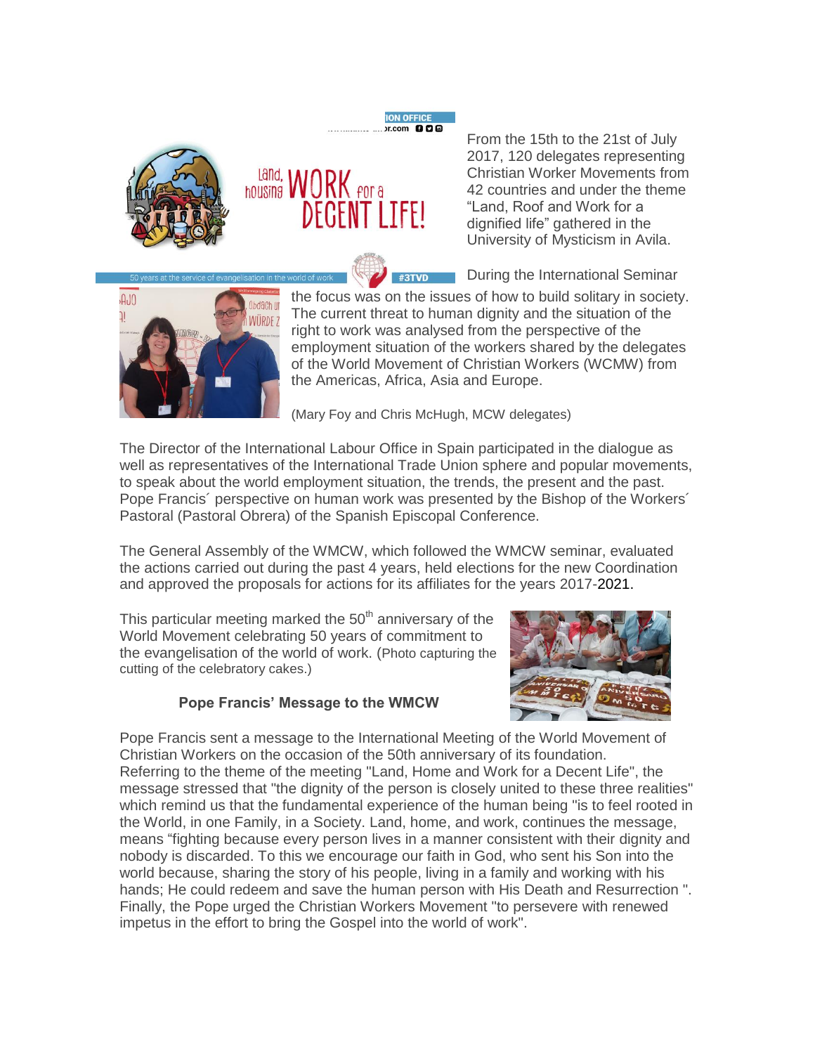From the 15th to the 21st of July 2017, 120 delegates representing Christian Worker Movements from 42 countries and under the theme “Land, Roof and Work for a dignified life” gathered in the University of Mysticism in Avila.

During the International Seminar the focus was on the issues of how to build solitary in society. The current threat to human dignity and the situation of the right to work was analysed from the perspective of the employment situation of the workers shared by the delegates of the World Movement of Christian Workers (WCMW) from the Americas, Africa, Asia and Europe.

(Mary Foy and Chris McHugh, MCW delegates)

The Director of the International Labour Office in Spain participated in the dialogue as well as representatives of the International Trade Union sphere and popular movements, to speak about the world employment situation, the trends, the present and the past. Pope Francis´ perspective on human work was presented by the Bishop of the Workers´ Pastoral (Pastoral Obrera) of the Spanish Episcopal Conference.

The General Assembly of the WMCW, which followed the WMCW seminar, evaluated the actions carried out during the past 4 years, held elections for the new Coordination and approved the proposals for actions for its affiliates for the years 2017-2021.

This particular meeting marked the 50th anniversary of the World Movement celebrating 50 years of commitment to the evangelisation of the world of work. (Photo capturing the cutting of the celebratory cakes.)

### Pope Francis’ Message to the WMCW

Pope Francis sent a message to the International Meeting of the World Movement of Christian Workers on the occasion of the 50th anniversary of its foundation. Referring to the theme of the meeting "Land, Home and Work for a Decent Life", the message stressed that "the dignity of the person is closely united to these three realities" which remind us that the fundamental experience of the human being "is to feel rooted in the World, in one Family, in a Society. Land, home, and work, continues the message, means “fighting because every person lives in a manner consistent with their dignity and nobody is discarded. To this we encourage our faith in God, who sent his Son into the world because, sharing the story of his people, living in a family and working with his hands; He could redeem and save the human person with His Death and Resurrection ". Finally, the Pope urged the Christian Workers Movement "to persevere with renewed impetus in the effort to bring the Gospel into the world of work".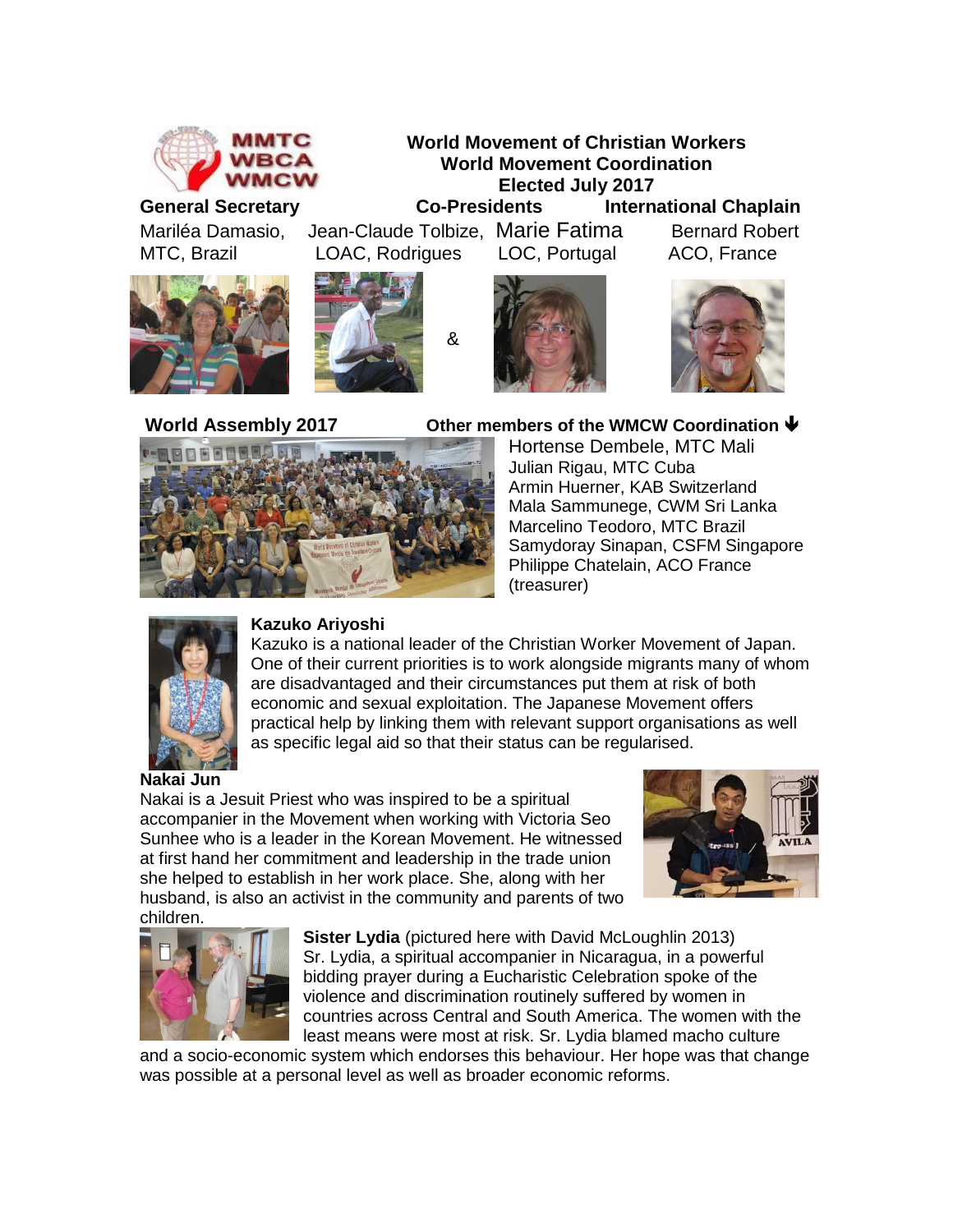## World Movement of Christian Workers
## World Movement Coordination
## Elected July 2017

**General Secretary**

Mariléa Damasio, MTC, Brazil

**Co-Presidents**

Jean-Claude Tolbize, LOAC, Rodrigues & Marie Fatima LOC, Portugal

**International Chaplain**

Bernard Robert ACO, France

**World Assembly 2017**

**Other members of the WMCW Coordination**

Hortense Dembele, MTC Mali
Julian Rigau, MTC Cuba
Armin Huerner, KAB Switzerland
Mala Sammunege, CWM Sri Lanka
Marcelino Teodoro, MTC Brazil
Samydoray Sinapan, CSFM Singapore
Philippe Chatelain, ACO France (treasurer)

**Kazuko Ariyoshi**

Kazuko is a national leader of the Christian Worker Movement of Japan. One of their current priorities is to work alongside migrants many of whom are disadvantaged and their circumstances put them at risk of both economic and sexual exploitation. The Japanese Movement offers practical help by linking them with relevant support organisations as well as specific legal aid so that their status can be regularised.

**Nakai Jun**

Nakai is a Jesuit Priest who was inspired to be a spiritual accompanier in the Movement when working with Victoria Seo Sunhee who is a leader in the Korean Movement. He witnessed at first hand her commitment and leadership in the trade union she helped to establish in her work place. She, along with her husband, is also an activist in the community and parents of two children.

**Sister Lydia** (pictured here with David McLoughlin 2013)

Sr. Lydia, a spiritual accompanier in Nicaragua, in a powerful bidding prayer during a Eucharistic Celebration spoke of the violence and discrimination routinely suffered by women in countries across Central and South America. The women with the least means were most at risk. Sr. Lydia blamed macho culture and a socio-economic system which endorses this behaviour. Her hope was that change was possible at a personal level as well as broader economic reforms.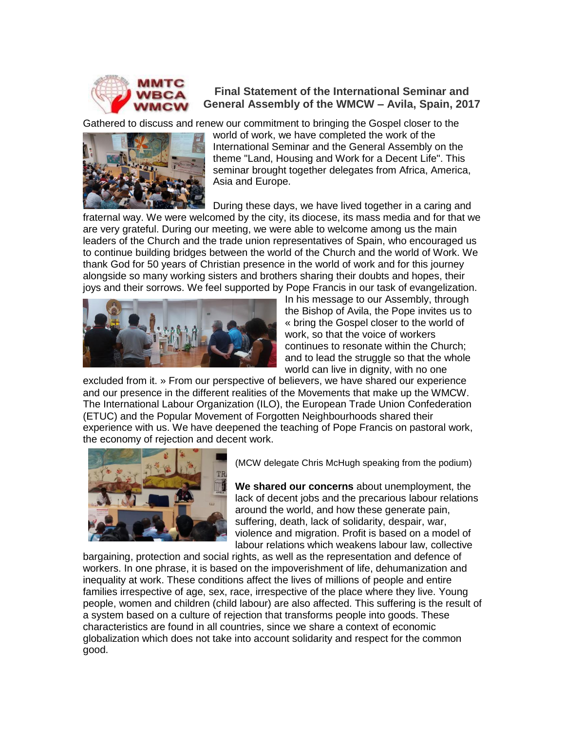## Final Statement of the International Seminar and General Assembly of the WMCW – Avila, Spain, 2017

Gathered to discuss and renew our commitment to bringing the Gospel closer to the world of work, we have completed the work of the International Seminar and the General Assembly on the theme "Land, Housing and Work for a Decent Life". This seminar brought together delegates from Africa, America, Asia and Europe.

During these days, we have lived together in a caring and fraternal way. We were welcomed by the city, its diocese, its mass media and for that we are very grateful. During our meeting, we were able to welcome among us the main leaders of the Church and the trade union representatives of Spain, who encouraged us to continue building bridges between the world of the Church and the world of Work. We thank God for 50 years of Christian presence in the world of work and for this journey alongside so many working sisters and brothers sharing their doubts and hopes, their joys and their sorrows. We feel supported by Pope Francis in our task of evangelization. In his message to our Assembly, through the Bishop of Avila, the Pope invites us to « bring the Gospel closer to the world of work, so that the voice of workers continues to resonate within the Church; and to lead the struggle so that the whole world can live in dignity, with no one excluded from it. » From our perspective of believers, we have shared our experience and our presence in the different realities of the Movements that make up the WMCW. The International Labour Organization (ILO), the European Trade Union Confederation (ETUC) and the Popular Movement of Forgotten Neighbourhoods shared their experience with us. We have deepened the teaching of Pope Francis on pastoral work, the economy of rejection and decent work.

(MCW delegate Chris McHugh speaking from the podium)

**We shared our concerns** about unemployment, the lack of decent jobs and the precarious labour relations around the world, and how these generate pain, suffering, death, lack of solidarity, despair, war, violence and migration. Profit is based on a model of labour relations which weakens labour law, collective bargaining, protection and social rights, as well as the representation and defence of workers. In one phrase, it is based on the impoverishment of life, dehumanization and inequality at work. These conditions affect the lives of millions of people and entire families irrespective of age, sex, race, irrespective of the place where they live. Young people, women and children (child labour) are also affected. This suffering is the result of a system based on a culture of rejection that transforms people into goods. These characteristics are found in all countries, since we share a context of economic globalization which does not take into account solidarity and respect for the common good.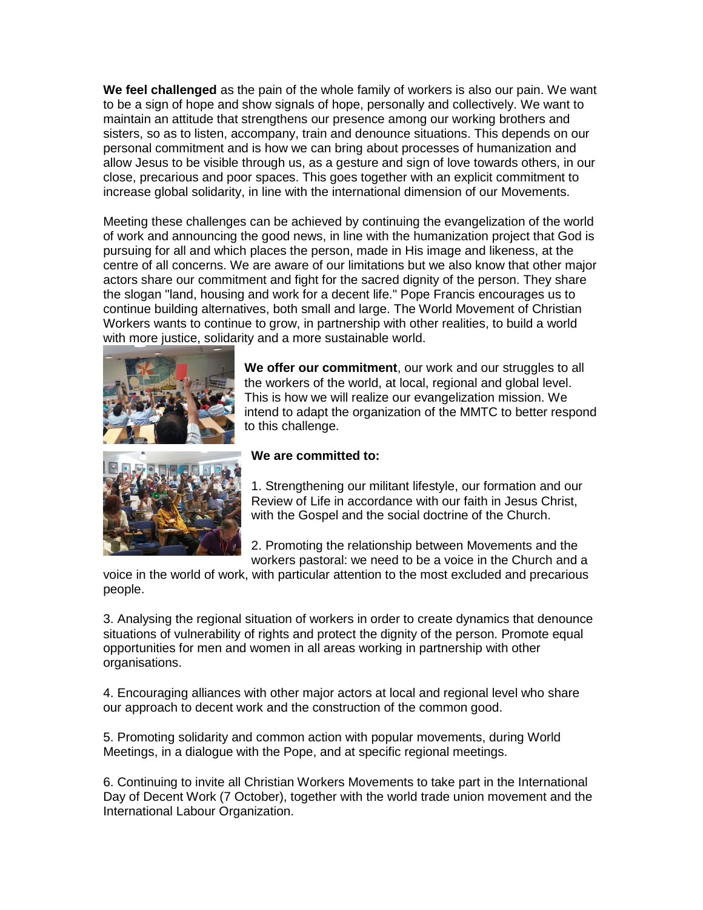**We feel challenged** as the pain of the whole family of workers is also our pain. We want to be a sign of hope and show signals of hope, personally and collectively. We want to maintain an attitude that strengthens our presence among our working brothers and sisters, so as to listen, accompany, train and denounce situations. This depends on our personal commitment and is how we can bring about processes of humanization and allow Jesus to be visible through us, as a gesture and sign of love towards others, in our close, precarious and poor spaces. This goes together with an explicit commitment to increase global solidarity, in line with the international dimension of our Movements.

Meeting these challenges can be achieved by continuing the evangelization of the world of work and announcing the good news, in line with the humanization project that God is pursuing for all and which places the person, made in His image and likeness, at the centre of all concerns. We are aware of our limitations but we also know that other major actors share our commitment and fight for the sacred dignity of the person. They share the slogan "land, housing and work for a decent life." Pope Francis encourages us to continue building alternatives, both small and large. The World Movement of Christian Workers wants to continue to grow, in partnership with other realities, to build a world with more justice, solidarity and a more sustainable world.

**We offer our commitment**, our work and our struggles to all the workers of the world, at local, regional and global level. This is how we will realize our evangelization mission. We intend to adapt the organization of the MMTC to better respond to this challenge.

**We are committed to:**

1. Strengthening our militant lifestyle, our formation and our Review of Life in accordance with our faith in Jesus Christ, with the Gospel and the social doctrine of the Church.

2. Promoting the relationship between Movements and the workers pastoral: we need to be a voice in the Church and a voice in the world of work, with particular attention to the most excluded and precarious people.

3. Analysing the regional situation of workers in order to create dynamics that denounce situations of vulnerability of rights and protect the dignity of the person. Promote equal opportunities for men and women in all areas working in partnership with other organisations.

4. Encouraging alliances with other major actors at local and regional level who share our approach to decent work and the construction of the common good.

5. Promoting solidarity and common action with popular movements, during World Meetings, in a dialogue with the Pope, and at specific regional meetings.

6. Continuing to invite all Christian Workers Movements to take part in the International Day of Decent Work (7 October), together with the world trade union movement and the International Labour Organization.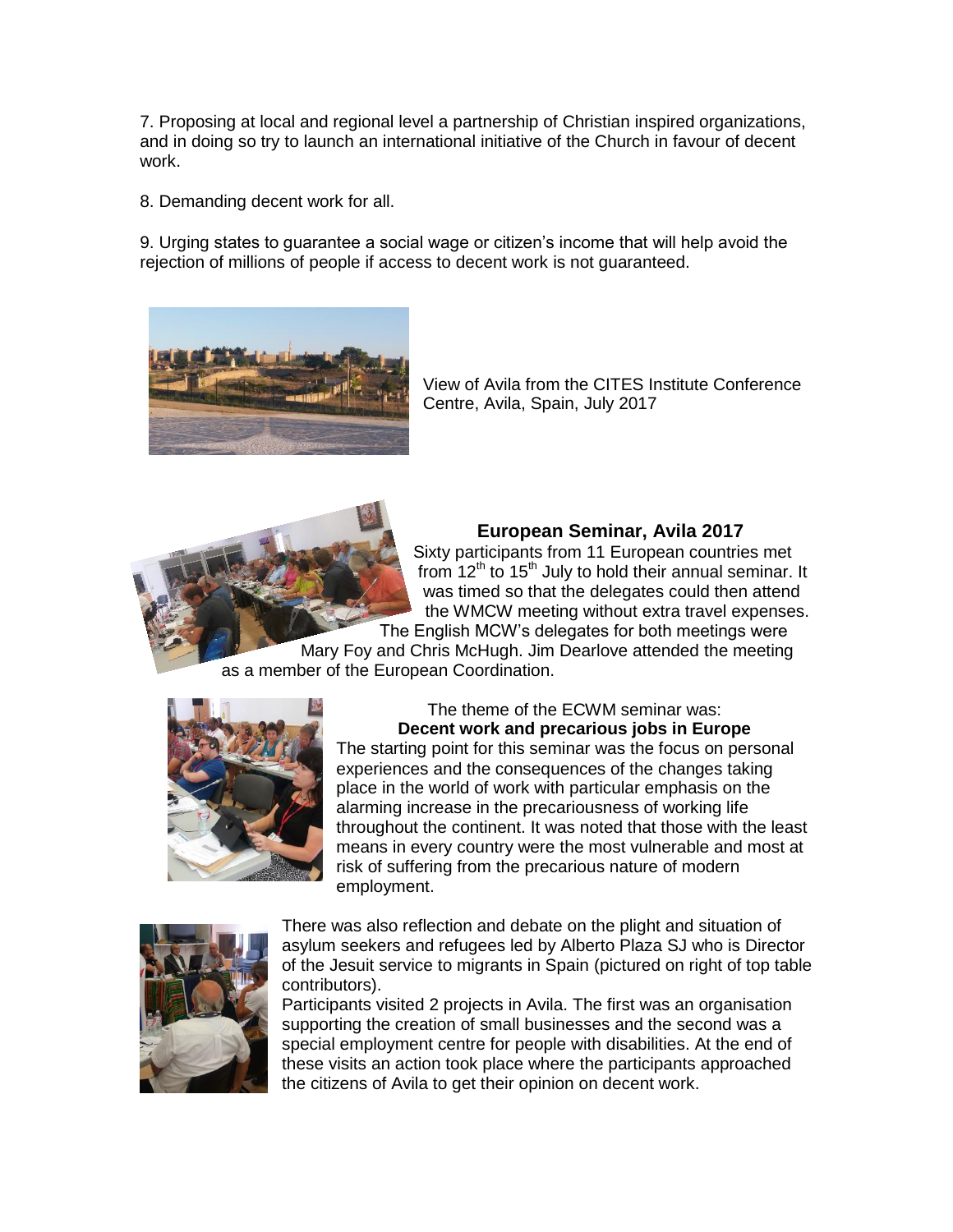7. Proposing at local and regional level a partnership of Christian inspired organizations, and in doing so try to launch an international initiative of the Church in favour of decent work.

8. Demanding decent work for all.

9. Urging states to guarantee a social wage or citizen's income that will help avoid the rejection of millions of people if access to decent work is not guaranteed.

View of Avila from the CITES Institute Conference Centre, Avila, Spain, July 2017

## European Seminar, Avila 2017

Sixty participants from 11 European countries met from 12th to 15th July to hold their annual seminar. It was timed so that the delegates could then attend the WMCW meeting without extra travel expenses. The English MCW's delegates for both meetings were Mary Foy and Chris McHugh. Jim Dearlove attended the meeting as a member of the European Coordination.

The theme of the ECWM seminar was:
**Decent work and precarious jobs in Europe**

The starting point for this seminar was the focus on personal experiences and the consequences of the changes taking place in the world of work with particular emphasis on the alarming increase in the precariousness of working life throughout the continent. It was noted that those with the least means in every country were the most vulnerable and most at risk of suffering from the precarious nature of modern employment.

There was also reflection and debate on the plight and situation of asylum seekers and refugees led by Alberto Plaza SJ who is Director of the Jesuit service to migrants in Spain (pictured on right of top table contributors).

Participants visited 2 projects in Avila. The first was an organisation supporting the creation of small businesses and the second was a special employment centre for people with disabilities. At the end of these visits an action took place where the participants approached the citizens of Avila to get their opinion on decent work.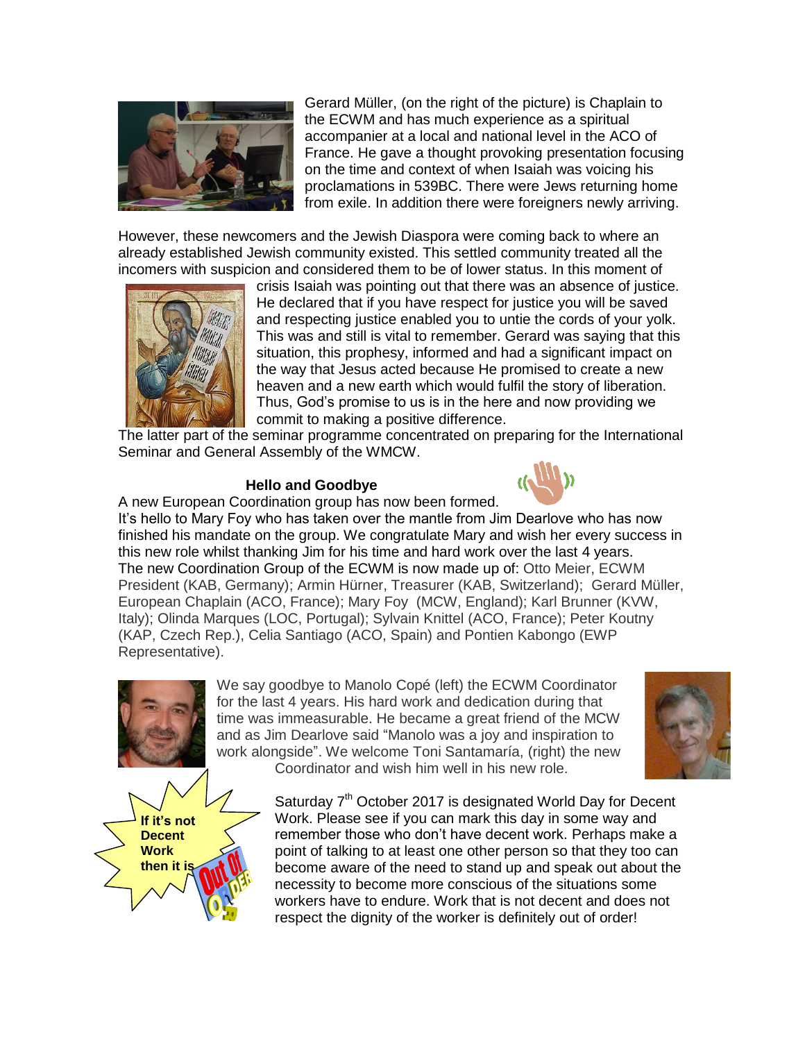Gerard Müller, (on the right of the picture) is Chaplain to the ECWM and has much experience as a spiritual accompanier at a local and national level in the ACO of France. He gave a thought provoking presentation focusing on the time and context of when Isaiah was voicing his proclamations in 539BC. There were Jews returning home from exile. In addition there were foreigners newly arriving.

However, these newcomers and the Jewish Diaspora were coming back to where an already established Jewish community existed. This settled community treated all the incomers with suspicion and considered them to be of lower status. In this moment of crisis Isaiah was pointing out that there was an absence of justice. He declared that if you have respect for justice you will be saved and respecting justice enabled you to untie the cords of your yolk. This was and still is vital to remember. Gerard was saying that this situation, this prophesy, informed and had a significant impact on the way that Jesus acted because He promised to create a new heaven and a new earth which would fulfil the story of liberation. Thus, God's promise to us is in the here and now providing we commit to making a positive difference.

The latter part of the seminar programme concentrated on preparing for the International Seminar and General Assembly of the WMCW.

### Hello and Goodbye

A new European Coordination group has now been formed.

It's hello to Mary Foy who has taken over the mantle from Jim Dearlove who has now finished his mandate on the group. We congratulate Mary and wish her every success in this new role whilst thanking Jim for his time and hard work over the last 4 years.

The new Coordination Group of the ECWM is now made up of: Otto Meier, ECWM President (KAB, Germany); Armin Hürner, Treasurer (KAB, Switzerland); Gerard Müller, European Chaplain (ACO, France); Mary Foy (MCW, England); Karl Brunner (KVW, Italy); Olinda Marques (LOC, Portugal); Sylvain Knittel (ACO, France); Peter Koutny (KAP, Czech Rep.), Celia Santiago (ACO, Spain) and Pontien Kabongo (EWP Representative).

We say goodbye to Manolo Copé (left) the ECWM Coordinator for the last 4 years. His hard work and dedication during that time was immeasurable. He became a great friend of the MCW and as Jim Dearlove said "Manolo was a joy and inspiration to work alongside". We welcome Toni Santamaría, (right) the new Coordinator and wish him well in his new role.

**If it's not Decent Work then it is** Out Of Order

Saturday 7th October 2017 is designated World Day for Decent Work. Please see if you can mark this day in some way and remember those who don't have decent work. Perhaps make a point of talking to at least one other person so that they too can become aware of the need to stand up and speak out about the necessity to become more conscious of the situations some workers have to endure. Work that is not decent and does not respect the dignity of the worker is definitely out of order!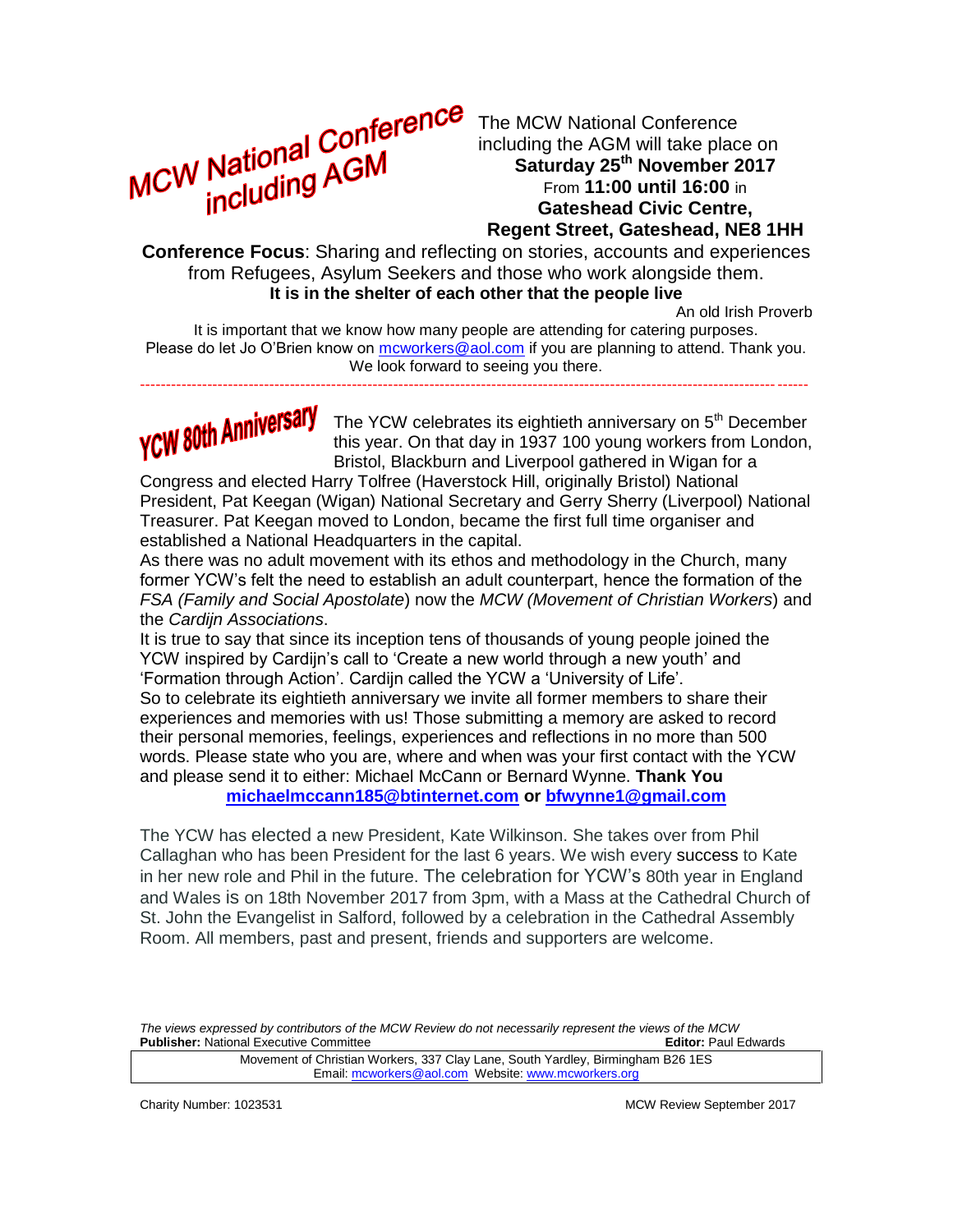# MCW National Conference including AGM

The MCW National Conference including the AGM will take place on **Saturday 25th November 2017** From **11:00 until 16:00** in **Gateshead Civic Centre, Regent Street, Gateshead, NE8 1HH**

**Conference Focus**: Sharing and reflecting on stories, accounts and experiences from Refugees, Asylum Seekers and those who work alongside them.

**It is in the shelter of each other that the people live**

An old Irish Proverb

It is important that we know how many people are attending for catering purposes. Please do let Jo O'Brien know on mcworkers@aol.com if you are planning to attend. Thank you. We look forward to seeing you there.

---

# YCW 80th Anniversary

The YCW celebrates its eightieth anniversary on 5th December this year. On that day in 1937 100 young workers from London, Bristol, Blackburn and Liverpool gathered in Wigan for a Congress and elected Harry Tolfree (Haverstock Hill, originally Bristol) National President, Pat Keegan (Wigan) National Secretary and Gerry Sherry (Liverpool) National Treasurer. Pat Keegan moved to London, became the first full time organiser and established a National Headquarters in the capital.

As there was no adult movement with its ethos and methodology in the Church, many former YCW's felt the need to establish an adult counterpart, hence the formation of the *FSA (Family and Social Apostolate*) now the *MCW (Movement of Christian Workers*) and the *Cardijn Associations*.

It is true to say that since its inception tens of thousands of young people joined the YCW inspired by Cardijn's call to 'Create a new world through a new youth' and 'Formation through Action'. Cardijn called the YCW a 'University of Life'.

So to celebrate its eightieth anniversary we invite all former members to share their experiences and memories with us! Those submitting a memory are asked to record their personal memories, feelings, experiences and reflections in no more than 500 words. Please state who you are, where and when was your first contact with the YCW and please send it to either: Michael McCann or Bernard Wynne. **Thank You**

**michaelmccann185@btinternet.com or bfwynne1@gmail.com**

The YCW has elected a new President, Kate Wilkinson. She takes over from Phil Callaghan who has been President for the last 6 years. We wish every success to Kate in her new role and Phil in the future. The celebration for YCW's 80th year in England and Wales is on 18th November 2017 from 3pm, with a Mass at the Cathedral Church of St. John the Evangelist in Salford, followed by a celebration in the Cathedral Assembly Room. All members, past and present, friends and supporters are welcome.

*The views expressed by contributors of the MCW Review do not necessarily represent the views of the MCW*

**Publisher:** National Executive Committee **Editor:** Paul Edwards

Movement of Christian Workers, 337 Clay Lane, South Yardley, Birmingham B26 1ES
Email: mcworkers@aol.com Website: www.mcworkers.org

Charity Number: 1023531